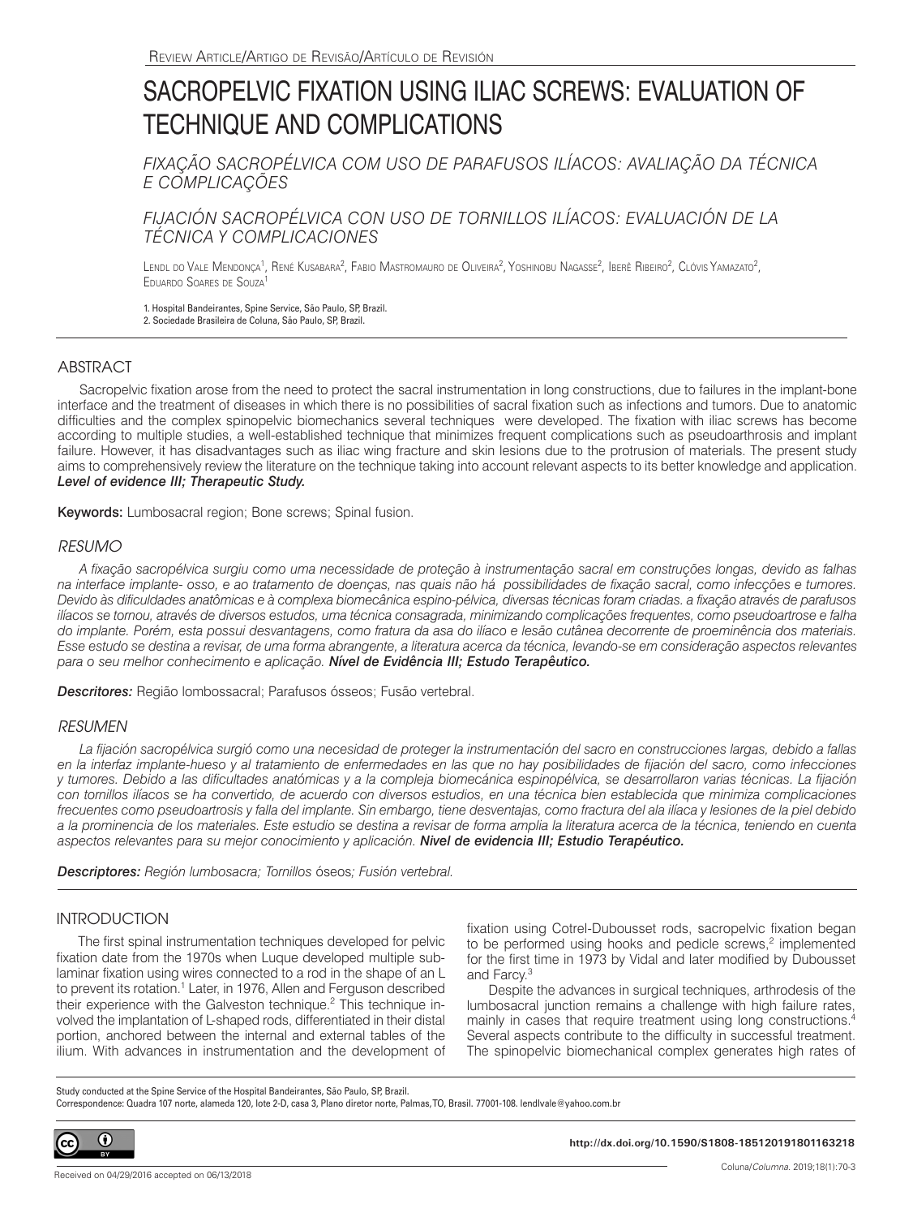Review Article/Artigo de Revisão/Artículo de Revisión

# SACROPELVIC FIXATION USING ILIAC SCREWS: EVALUATION OF TECHNIQUE AND COMPLICATIONS

## *FIXAÇÃO SACROPÉLVICA COM USO DE PARAFUSOS ILÍACOS: AVALIAÇÃO DA TÉCNICA E COMPLICAÇÕES*

## *FIJACIÓN SACROPÉLVICA CON USO DE TORNILLOS ILÍACOS: EVALUACIÓN DE LA TÉCNICA Y COMPLICACIONES*

Lendl do Vale Mendonça[1], René Kusabara[2], Fabio Mastromauro de Oliveira[2], Yoshinobu Nagasse[2], Iberê Ribeiro[2], Clóvis Yamazato[2], Eduardo Soares de Souza[1]

1. Hospital Bandeirantes, Spine Service, São Paulo, SP, Brazil.
2. Sociedade Brasileira de Coluna, São Paulo, SP, Brazil.

## ABSTRACT

Sacropelvic fixation arose from the need to protect the sacral instrumentation in long constructions, due to failures in the implant-bone interface and the treatment of diseases in which there is no possibilities of sacral fixation such as infections and tumors. Due to anatomic difficulties and the complex spinopelvic biomechanics several techniques were developed. The fixation with iliac screws has become according to multiple studies, a well-established technique that minimizes frequent complications such as pseudoarthrosis and implant failure. However, it has disadvantages such as iliac wing fracture and skin lesions due to the protrusion of materials. The present study aims to comprehensively review the literature on the technique taking into account relevant aspects to its better knowledge and application. ***Level of evidence III; Therapeutic Study.***

**Keywords:** Lumbosacral region; Bone screws; Spinal fusion.

## *RESUMO*

*A fixação sacropélvica surgiu como uma necessidade de proteção à instrumentação sacral em construções longas, devido as falhas na interface implante- osso, e ao tratamento de doenças, nas quais não há possibilidades de fixação sacral, como infecções e tumores. Devido às dificuldades anatômicas e à complexa biomecânica espino-pélvica, diversas técnicas foram criadas. a fixação através de parafusos ilíacos se tornou, através de diversos estudos, uma técnica consagrada, minimizando complicações frequentes, como pseudoartrose e falha do implante. Porém, esta possui desvantagens, como fratura da asa do ilíaco e lesão cutânea decorrente de proeminência dos materiais. Esse estudo se destina a revisar, de uma forma abrangente, a literatura acerca da técnica, levando-se em consideração aspectos relevantes para o seu melhor conhecimento e aplicação.* ***Nível de Evidência III; Estudo Terapêutico.***

***Descritores:*** Região lombossacral; Parafusos ósseos; Fusão vertebral.

## *RESUMEN*

*La fijación sacropélvica surgió como una necesidad de proteger la instrumentación del sacro en construcciones largas, debido a fallas en la interfaz implante-hueso y al tratamiento de enfermedades en las que no hay posibilidades de fijación del sacro, como infecciones y tumores. Debido a las dificultades anatómicas y a la compleja biomecánica espinopélvica, se desarrollaron varias técnicas. La fijación con tornillos ilíacos se ha convertido, de acuerdo con diversos estudios, en una técnica bien establecida que minimiza complicaciones frecuentes como pseudoartrosis y falla del implante. Sin embargo, tiene desventajas, como fractura del ala ilíaca y lesiones de la piel debido a la prominencia de los materiales. Este estudio se destina a revisar de forma amplia la literatura acerca de la técnica, teniendo en cuenta aspectos relevantes para su mejor conocimiento y aplicación.* ***Nivel de evidencia III; Estudio Terapéutico.***

***Descriptores:*** *Región lumbosacra; Tornillos* óseos*; Fusión vertebral.*

## INTRODUCTION

The first spinal instrumentation techniques developed for pelvic fixation date from the 1970s when Luque developed multiple sublaminar fixation using wires connected to a rod in the shape of an L to prevent its rotation.[1] Later, in 1976, Allen and Ferguson described their experience with the Galveston technique.[2] This technique involved the implantation of L-shaped rods, differentiated in their distal portion, anchored between the internal and external tables of the ilium. With advances in instrumentation and the development of fixation using Cotrel-Dubousset rods, sacropelvic fixation began to be performed using hooks and pedicle screws,[2] implemented for the first time in 1973 by Vidal and later modified by Dubousset and Farcy.[3]

Despite the advances in surgical techniques, arthrodesis of the lumbosacral junction remains a challenge with high failure rates, mainly in cases that require treatment using long constructions.[4] Several aspects contribute to the difficulty in successful treatment. The spinopelvic biomechanical complex generates high rates of

Study conducted at the Spine Service of the Hospital Bandeirantes, São Paulo, SP, Brazil.
Correspondence: Quadra 107 norte, alameda 120, lote 2-D, casa 3, Plano diretor norte, Palmas,TO, Brasil. 77001-108. lendlvale@yahoo.com.br

http://dx.doi.org/10.1590/S1808-185120191801163218

Received on 04/29/2016 accepted on 06/13/2018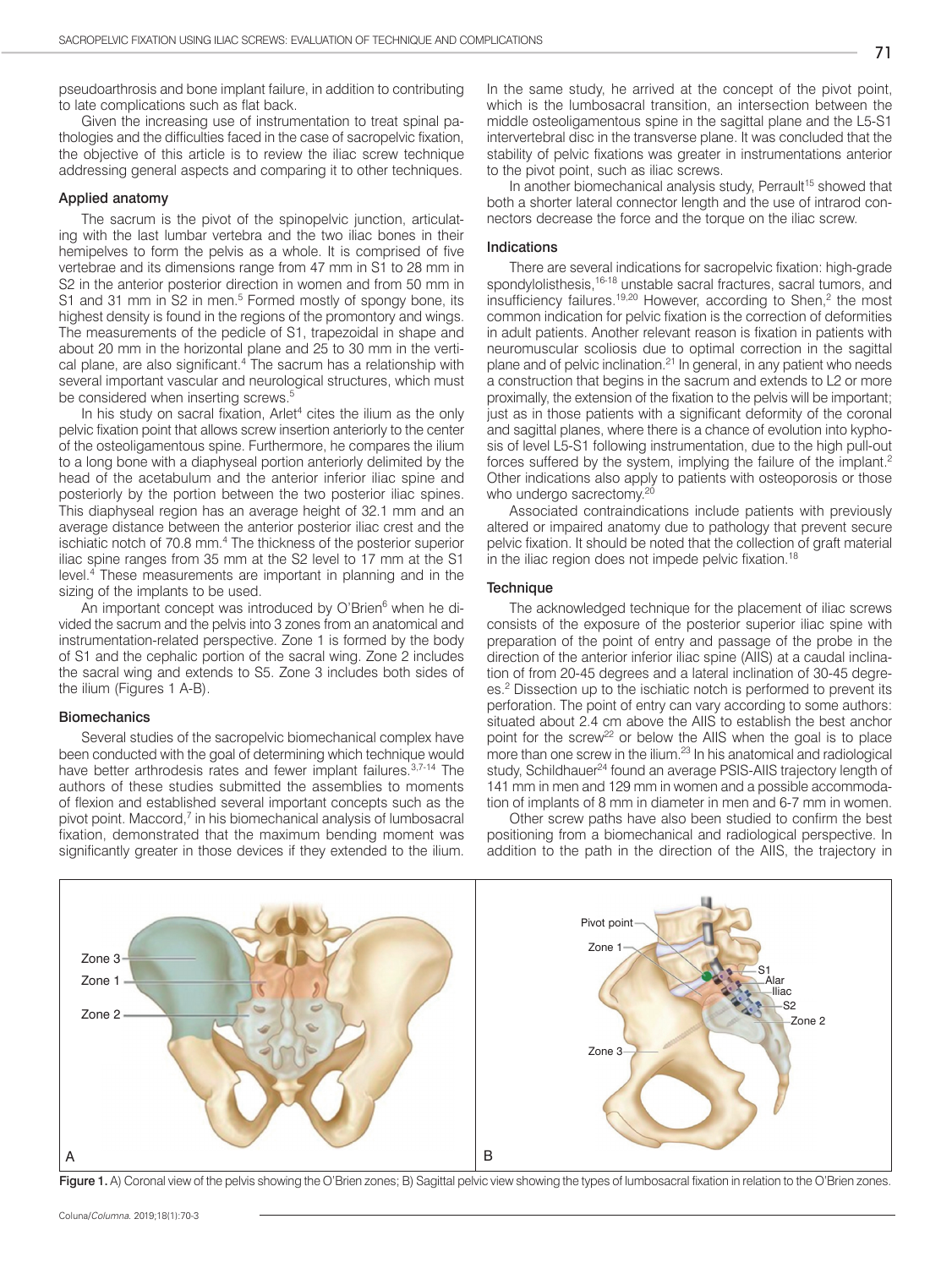pseudoarthrosis and bone implant failure, in addition to contributing to late complications such as flat back.

Given the increasing use of instrumentation to treat spinal pathologies and the difficulties faced in the case of sacropelvic fixation, the objective of this article is to review the iliac screw technique addressing general aspects and comparing it to other techniques.

## Applied anatomy

The sacrum is the pivot of the spinopelvic junction, articulating with the last lumbar vertebra and the two iliac bones in their hemipelves to form the pelvis as a whole. It is comprised of five vertebrae and its dimensions range from 47 mm in S1 to 28 mm in S2 in the anterior posterior direction in women and from 50 mm in S1 and 31 mm in S2 in men.[5] Formed mostly of spongy bone, its highest density is found in the regions of the promontory and wings. The measurements of the pedicle of S1, trapezoidal in shape and about 20 mm in the horizontal plane and 25 to 30 mm in the vertical plane, are also significant.[4] The sacrum has a relationship with several important vascular and neurological structures, which must be considered when inserting screws.[5]

In his study on sacral fixation, Arlet[4] cites the ilium as the only pelvic fixation point that allows screw insertion anteriorly to the center of the osteoligamentous spine. Furthermore, he compares the ilium to a long bone with a diaphyseal portion anteriorly delimited by the head of the acetabulum and the anterior inferior iliac spine and posteriorly by the portion between the two posterior iliac spines. This diaphyseal region has an average height of 32.1 mm and an average distance between the anterior posterior iliac crest and the ischiatic notch of 70.8 mm.[4] The thickness of the posterior superior iliac spine ranges from 35 mm at the S2 level to 17 mm at the S1 level.[4] These measurements are important in planning and in the sizing of the implants to be used.

An important concept was introduced by O'Brien[6] when he divided the sacrum and the pelvis into 3 zones from an anatomical and instrumentation-related perspective. Zone 1 is formed by the body of S1 and the cephalic portion of the sacral wing. Zone 2 includes the sacral wing and extends to S5. Zone 3 includes both sides of the ilium (Figures 1 A-B).

## Biomechanics

Several studies of the sacropelvic biomechanical complex have been conducted with the goal of determining which technique would have better arthrodesis rates and fewer implant failures.[3,7-14] The authors of these studies submitted the assemblies to moments of flexion and established several important concepts such as the pivot point. Maccord,[7] in his biomechanical analysis of lumbosacral fixation, demonstrated that the maximum bending moment was significantly greater in those devices if they extended to the ilium. In the same study, he arrived at the concept of the pivot point, which is the lumbosacral transition, an intersection between the middle osteoligamentous spine in the sagittal plane and the L5-S1 intervertebral disc in the transverse plane. It was concluded that the stability of pelvic fixations was greater in instrumentations anterior to the pivot point, such as iliac screws.

In another biomechanical analysis study, Perrault[15] showed that both a shorter lateral connector length and the use of intrarod connectors decrease the force and the torque on the iliac screw.

## Indications

There are several indications for sacropelvic fixation: high-grade spondylolisthesis,[16-18] unstable sacral fractures, sacral tumors, and insufficiency failures.[19,20] However, according to Shen,[2] the most common indication for pelvic fixation is the correction of deformities in adult patients. Another relevant reason is fixation in patients with neuromuscular scoliosis due to optimal correction in the sagittal plane and of pelvic inclination.[21] In general, in any patient who needs a construction that begins in the sacrum and extends to L2 or more proximally, the extension of the fixation to the pelvis will be important; just as in those patients with a significant deformity of the coronal and sagittal planes, where there is a chance of evolution into kyphosis of level L5-S1 following instrumentation, due to the high pull-out forces suffered by the system, implying the failure of the implant.[2] Other indications also apply to patients with osteoporosis or those who undergo sacrectomy.[20]

Associated contraindications include patients with previously altered or impaired anatomy due to pathology that prevent secure pelvic fixation. It should be noted that the collection of graft material in the iliac region does not impede pelvic fixation.[18]

## Technique

The acknowledged technique for the placement of iliac screws consists of the exposure of the posterior superior iliac spine with preparation of the point of entry and passage of the probe in the direction of the anterior inferior iliac spine (AIIS) at a caudal inclination of from 20-45 degrees and a lateral inclination of 30-45 degrees.[2] Dissection up to the ischiatic notch is performed to prevent its perforation. The point of entry can vary according to some authors: situated about 2.4 cm above the AIIS to establish the best anchor point for the screw[22] or below the AIIS when the goal is to place more than one screw in the ilium.[23] In his anatomical and radiological study, Schildhauer[24] found an average PSIS-AIIS trajectory length of 141 mm in men and 129 mm in women and a possible accommodation of implants of 8 mm in diameter in men and 6-7 mm in women.

Other screw paths have also been studied to confirm the best positioning from a biomechanical and radiological perspective. In addition to the path in the direction of the AIIS, the trajectory in

Figure 1. A) Coronal view of the pelvis showing the O'Brien zones; B) Sagittal pelvic view showing the types of lumbosacral fixation in relation to the O'Brien zones.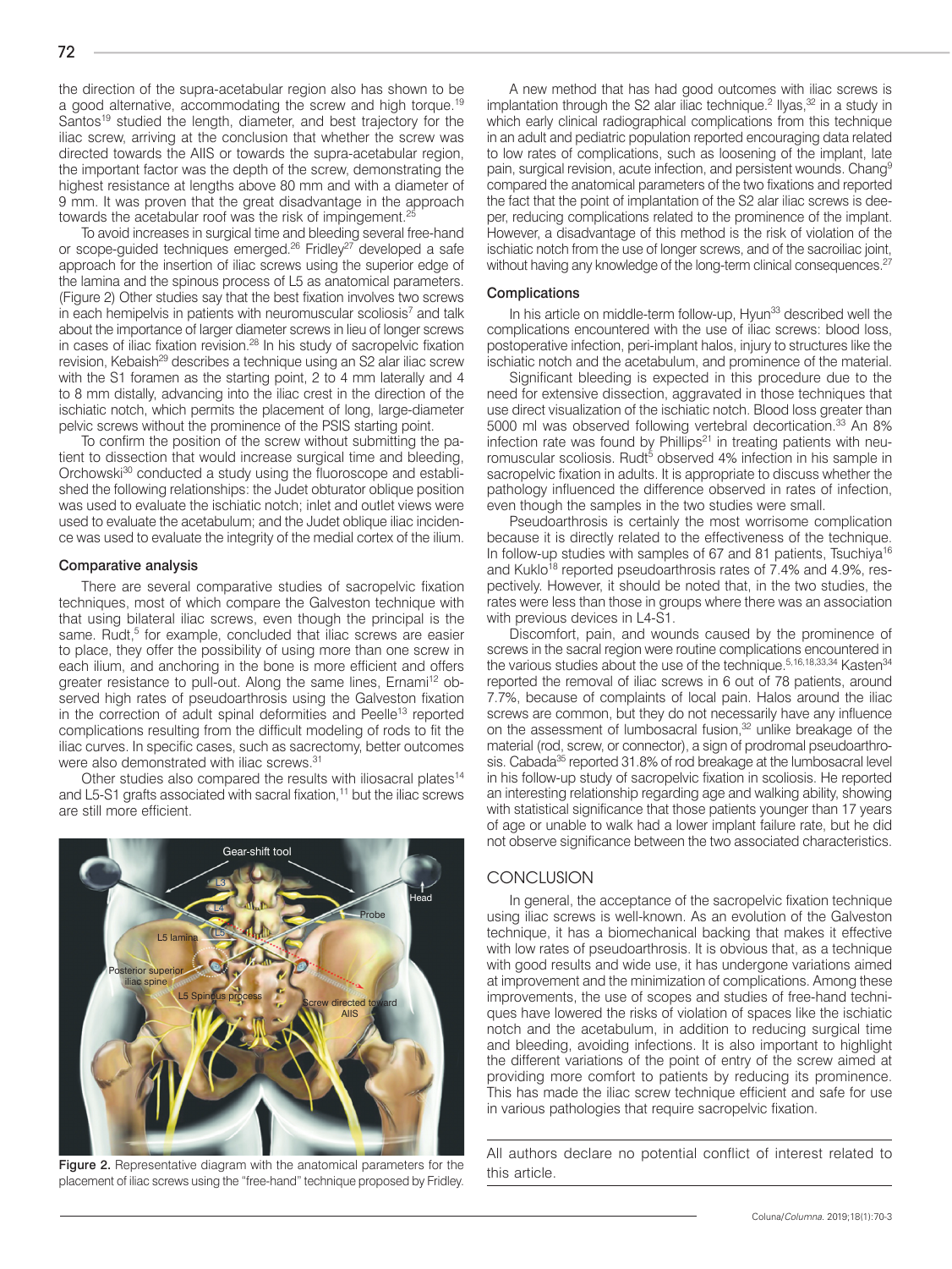the direction of the supra-acetabular region also has shown to be a good alternative, accommodating the screw and high torque.[19] Santos[19] studied the length, diameter, and best trajectory for the iliac screw, arriving at the conclusion that whether the screw was directed towards the AIIS or towards the supra-acetabular region, the important factor was the depth of the screw, demonstrating the highest resistance at lengths above 80 mm and with a diameter of 9 mm. It was proven that the great disadvantage in the approach towards the acetabular roof was the risk of impingement.[25]

To avoid increases in surgical time and bleeding several free-hand or scope-guided techniques emerged.[26] Fridley[27] developed a safe approach for the insertion of iliac screws using the superior edge of the lamina and the spinous process of L5 as anatomical parameters. (Figure 2) Other studies say that the best fixation involves two screws in each hemipelvis in patients with neuromuscular scoliosis[7] and talk about the importance of larger diameter screws in lieu of longer screws in cases of iliac fixation revision.[28] In his study of sacropelvic fixation revision, Kebaish[29] describes a technique using an S2 alar iliac screw with the S1 foramen as the starting point, 2 to 4 mm laterally and 4 to 8 mm distally, advancing into the iliac crest in the direction of the ischiatic notch, which permits the placement of long, large-diameter pelvic screws without the prominence of the PSIS starting point.

To confirm the position of the screw without submitting the patient to dissection that would increase surgical time and bleeding, Orchowski[30] conducted a study using the fluoroscope and established the following relationships: the Judet obturator oblique position was used to evaluate the ischiatic notch; inlet and outlet views were used to evaluate the acetabulum; and the Judet oblique iliac incidence was used to evaluate the integrity of the medial cortex of the ilium.

### Comparative analysis

There are several comparative studies of sacropelvic fixation techniques, most of which compare the Galveston technique with that using bilateral iliac screws, even though the principal is the same. Rudt,[5] for example, concluded that iliac screws are easier to place, they offer the possibility of using more than one screw in each ilium, and anchoring in the bone is more efficient and offers greater resistance to pull-out. Along the same lines, Ernami[12] observed high rates of pseudoarthrosis using the Galveston fixation in the correction of adult spinal deformities and Peelle[13] reported complications resulting from the difficult modeling of rods to fit the iliac curves. In specific cases, such as sacrectomy, better outcomes were also demonstrated with iliac screws.[31]

Other studies also compared the results with iliosacral plates[14] and L5-S1 grafts associated with sacral fixation,[11] but the iliac screws are still more efficient.

**Figure 2.** Representative diagram with the anatomical parameters for the placement of iliac screws using the "free-hand" technique proposed by Fridley.

A new method that has had good outcomes with iliac screws is implantation through the S2 alar iliac technique.[2] Ilyas,[32] in a study in which early clinical radiographical complications from this technique in an adult and pediatric population reported encouraging data related to low rates of complications, such as loosening of the implant, late pain, surgical revision, acute infection, and persistent wounds. Chang[9] compared the anatomical parameters of the two fixations and reported the fact that the point of implantation of the S2 alar iliac screws is deeper, reducing complications related to the prominence of the implant. However, a disadvantage of this method is the risk of violation of the ischiatic notch from the use of longer screws, and of the sacroiliac joint, without having any knowledge of the long-term clinical consequences.[27]

### Complications

In his article on middle-term follow-up, Hyun[33] described well the complications encountered with the use of iliac screws: blood loss, postoperative infection, peri-implant halos, injury to structures like the ischiatic notch and the acetabulum, and prominence of the material.

Significant bleeding is expected in this procedure due to the need for extensive dissection, aggravated in those techniques that use direct visualization of the ischiatic notch. Blood loss greater than 5000 ml was observed following vertebral decortication.[33] An 8% infection rate was found by Phillips[21] in treating patients with neuromuscular scoliosis. Rudt[5] observed 4% infection in his sample in sacropelvic fixation in adults. It is appropriate to discuss whether the pathology influenced the difference observed in rates of infection, even though the samples in the two studies were small.

Pseudoarthrosis is certainly the most worrisome complication because it is directly related to the effectiveness of the technique. In follow-up studies with samples of 67 and 81 patients, Tsuchiya[16] and Kuklo[18] reported pseudoarthrosis rates of 7.4% and 4.9%, respectively. However, it should be noted that, in the two studies, the rates were less than those in groups where there was an association with previous devices in L4-S1.

Discomfort, pain, and wounds caused by the prominence of screws in the sacral region were routine complications encountered in the various studies about the use of the technique.[5,16,18,33,34] Kasten[34] reported the removal of iliac screws in 6 out of 78 patients, around 7.7%, because of complaints of local pain. Halos around the iliac screws are common, but they do not necessarily have any influence on the assessment of lumbosacral fusion,[32] unlike breakage of the material (rod, screw, or connector), a sign of prodromal pseudoarthrosis. Cabada[35] reported 31.8% of rod breakage at the lumbosacral level in his follow-up study of sacropelvic fixation in scoliosis. He reported an interesting relationship regarding age and walking ability, showing with statistical significance that those patients younger than 17 years of age or unable to walk had a lower implant failure rate, but he did not observe significance between the two associated characteristics.

## CONCLUSION

In general, the acceptance of the sacropelvic fixation technique using iliac screws is well-known. As an evolution of the Galveston technique, it has a biomechanical backing that makes it effective with low rates of pseudoarthrosis. It is obvious that, as a technique with good results and wide use, it has undergone variations aimed at improvement and the minimization of complications. Among these improvements, the use of scopes and studies of free-hand techniques have lowered the risks of violation of spaces like the ischiatic notch and the acetabulum, in addition to reducing surgical time and bleeding, avoiding infections. It is also important to highlight the different variations of the point of entry of the screw aimed at providing more comfort to patients by reducing its prominence. This has made the iliac screw technique efficient and safe for use in various pathologies that require sacropelvic fixation.

All authors declare no potential conflict of interest related to this article.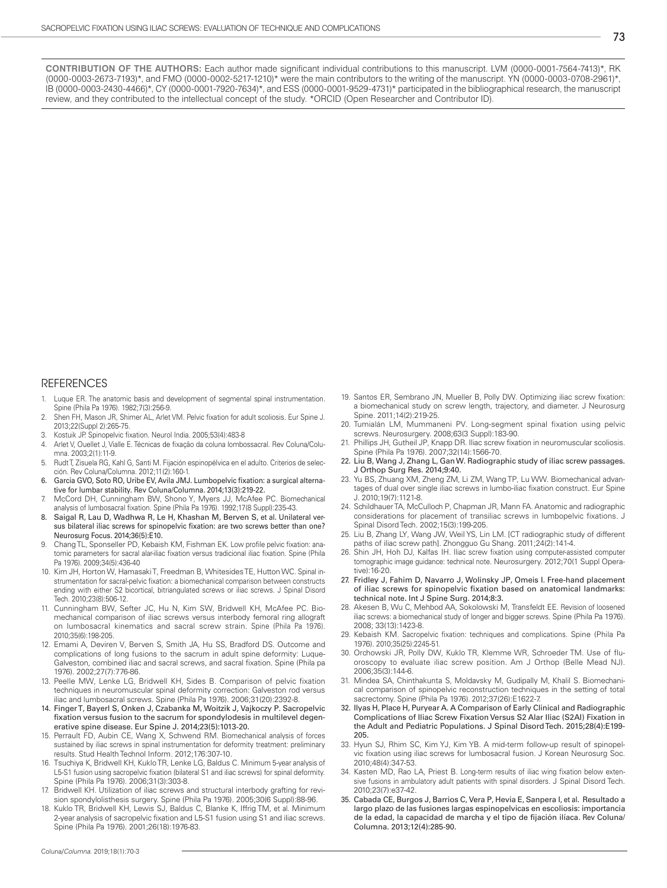**CONTRIBUTION OF THE AUTHORS:** Each author made significant individual contributions to this manuscript. LVM (0000-0001-7564-7413)*, RK (0000-0003-2673-7193)*, and FMO (0000-0002-5217-1210)* were the main contributors to the writing of the manuscript. YN (0000-0003-0708-2961)*, IB (0000-0003-2430-4466)*, CY (0000-0001-7920-7634)*, and ESS (0000-0001-9529-4731)* participated in the bibliographical research, the manuscript review, and they contributed to the intellectual concept of the study. *ORCID (Open Researcher and Contributor ID).

## REFERENCES

1. Luque ER. The anatomic basis and development of segmental spinal instrumentation. Spine (Phila Pa 1976). 1982;7(3):256-9.
2. Shen FH, Mason JR, Shimer AL, Arlet VM. Pelvic fixation for adult scoliosis. Eur Spine J. 2013;22(Suppl 2):265-75.
3. Kostuik JP. Spinopelvic fixation. Neurol India. 2005;53(4):483-8
4. Arlet V, Ouellet J, Vialle E. Técnicas de fixação da coluna lombossacral. Rev Coluna/Columna. 2003;2(1):11-9.
5. Rudt T, Zisuela RG, Kahl G, Santi M. Fijación espinopélvica en el adulto. Criterios de selección. Rev Coluna/Columna. 2012;11(2):160-1.
6. Garcia GVO, Soto RO, Uribe EV, Avila JMJ. Lumbopelvic fixation: a surgical alternative for lumbar stability. Rev Coluna/Columna. 2014;13(3):219-22.
7. McCord DH, Cunningham BW, Shono Y, Myers JJ, McAfee PC. Biomechanical analysis of lumbosacral fixation. Spine (Phila Pa 1976). 1992;17(8 Suppl):235-43.
8. Saigal R, Lau D, Wadhwa R, Le H, Khashan M, Berven S, et al. Unilateral versus bilateral iliac screws for spinopelvic fixation: are two screws better than one? Neurosurg Focus. 2014;36(5):E10.
9. Chang TL, Sponseller PD, Kebaish KM, Fishman EK. Low profile pelvic fixation: anatomic parameters for sacral alar-iliac fixation versus tradicional iliac fixation. Spine (Phila Pa 1976). 2009;34(5):436-40
10. Kim JH, Horton W, Hamasaki T, Freedman B, Whitesides TE, Hutton WC. Spinal instrumentation for sacral-pelvic fixation: a biomechanical comparison between constructs ending with either S2 bicortical, bitriangulated screws or iliac screws. J Spinal Disord Tech. 2010;23(8):506-12.
11. Cunningham BW, Sefter JC, Hu N, Kim SW, Bridwell KH, McAfee PC. Biomechanical comparison of iliac screws versus interbody femoral ring allograft on lumbosacral kinematics and sacral screw strain. Spine (Phila Pa 1976). 2010;35(6):198-205.
12. Emami A, Deviren V, Berven S, Smith JA, Hu SS, Bradford DS. Outcome and complications of long fusions to the sacrum in adult spine deformity: Luque-Galveston, combined iliac and sacral screws, and sacral fixation. Spine (Phila pa 1976). 2002;27(7):776-86.
13. Peelle MW, Lenke LG, Bridwell KH, Sides B. Comparison of pelvic fixation techniques in neuromuscular spinal deformity correction: Galveston rod versus iliac and lumbosacral screws. Spine (Phila Pa 1976). 2006;31(20):2392-8.
14. Finger T, Bayerl S, Onken J, Czabanka M, Woitzik J, Vajkoczy P. Sacropelvic fixation versus fusion to the sacrum for spondylodesis in multilevel degenerative spine disease. Eur Spine J. 2014;23(5):1013-20.
15. Perrault FD, Aubin CE, Wang X, Schwend RM. Biomechanical analysis of forces sustained by iliac screws in spinal instrumentation for deformity treatment: preliminary results. Stud Health Technol Inform. 2012;176:307-10.
16. Tsuchiya K, Bridwell KH, Kuklo TR, Lenke LG, Baldus C. Minimum 5-year analysis of L5-S1 fusion using sacropelvic fixation (bilateral S1 and iliac screws) for spinal deformity. Spine (Phila Pa 1976). 2006;31(3):303-8.
17. Bridwell KH. Utilization of iliac screws and structural interbody grafting for revision spondylolisthesis surgery. Spine (Phila Pa 1976). 2005;30(6 Suppl):88-96.
18. Kuklo TR, Bridwell KH, Lewis SJ, Baldus C, Blanke K, Iffrig TM, et al. Minimum 2-year analysis of sacropelvic fixation and L5-S1 fusion using S1 and iliac screws. Spine (Phila Pa 1976). 2001;26(18):1976-83.
19. Santos ER, Sembrano JN, Mueller B, Polly DW. Optimizing iliac screw fixation: a biomechanical study on screw length, trajectory, and diameter. J Neurosurg Spine. 2011;14(2):219-25.
20. Tumialán LM, Mummaneni PV. Long-segment spinal fixation using pelvic screws. Neurosurgery. 2008;63(3 Suppl):183-90.
21. Phillips JH, Gutheil JP, Knapp DR. Iliac screw fixation in neuromuscular scoliosis. Spine (Phila Pa 1976). 2007;32(14):1566-70.
22. Liu B, Wang J, Zhang L, Gan W. Radiographic study of iliac screw passages. J Orthop Surg Res. 2014;9:40.
23. Yu BS, Zhuang XM, Zheng ZM, Li ZM, Wang TP, Lu WW. Biomechanical advantages of dual over single iliac screws in lumbo-iliac fixation construct. Eur Spine J. 2010;19(7):1121-8.
24. Schildhauer TA, McCulloch P, Chapman JR, Mann FA. Anatomic and radiographic considerations for placement of transiliac screws in lumbopelvic fixations. J Spinal Disord Tech. 2002;15(3):199-205.
25. Liu B, Zhang LY, Wang JW, Weil YS, Lin LM. [CT radiographic study of different paths of iliac screw path]. Zhongguo Gu Shang. 2011;24(2):141-4.
26. Shin JH, Hoh DJ, Kalfas IH. Iliac screw fixation using computer-assisted computer tomographic image guidance: technical note. Neurosurgery. 2012;70(1 Suppl Operative):16-20.
27. Fridley J, Fahim D, Navarro J, Wolinsky JP, Omeis I. Free-hand placement of iliac screws for spinopelvic fixation based on anatomical landmarks: technical note. Int J Spine Surg. 2014;8:3.
28. Akesen B, Wu C, Mehbod AA, Sokolowski M, Transfeldt EE. Revision of loosened iliac screws: a biomechanical study of longer and bigger screws. Spine (Phila Pa 1976). 2008; 33(13):1423-8.
29. Kebaish KM. Sacropelvic fixation: techniques and complications. Spine (Phila Pa 1976). 2010;35(25):2245-51.
30. Orchowski JR, Polly DW, Kuklo TR, Klemme WR, Schroeder TM. Use of fluoroscopy to evaluate iliac screw position. Am J Orthop (Belle Mead NJ). 2006;35(3):144-6.
31. Mindea SA, Chinthakunta S, Moldavsky M, Gudipally M, Khalil S. Biomechanical comparison of spinopelvic reconstruction techniques in the setting of total sacrectomy. Spine (Phila Pa 1976). 2012;37(26):E1622-7.
32. Ilyas H, Place H, Puryear A. A Comparison of Early Clinical and Radiographic Complications of Iliac Screw Fixation Versus S2 Alar Iliac (S2AI) Fixation in the Adult and Pediatric Populations. J Spinal Disord Tech. 2015;28(4):E199-205.
33. Hyun SJ, Rhim SC, Kim YJ, Kim YB. A mid-term follow-up result of spinopelvic fixation using iliac screws for lumbosacral fusion. J Korean Neurosurg Soc. 2010;48(4):347-53.
34. Kasten MD, Rao LA, Priest B. Long-term results of iliac wing fixation below extensive fusions in ambulatory adult patients with spinal disorders. J Spinal Disord Tech. 2010;23(7):e37-42.
35. Cabada CE, Burgos J, Barrios C, Vera P, Hevia E, Sanpera I, et al. Resultado a largo plazo de las fusiones largas espinopelvicas en escoliosis: importancia de la edad, la capacidad de marcha y el tipo de fijación ilíaca. Rev Coluna/Columna. 2013;12(4):285-90.